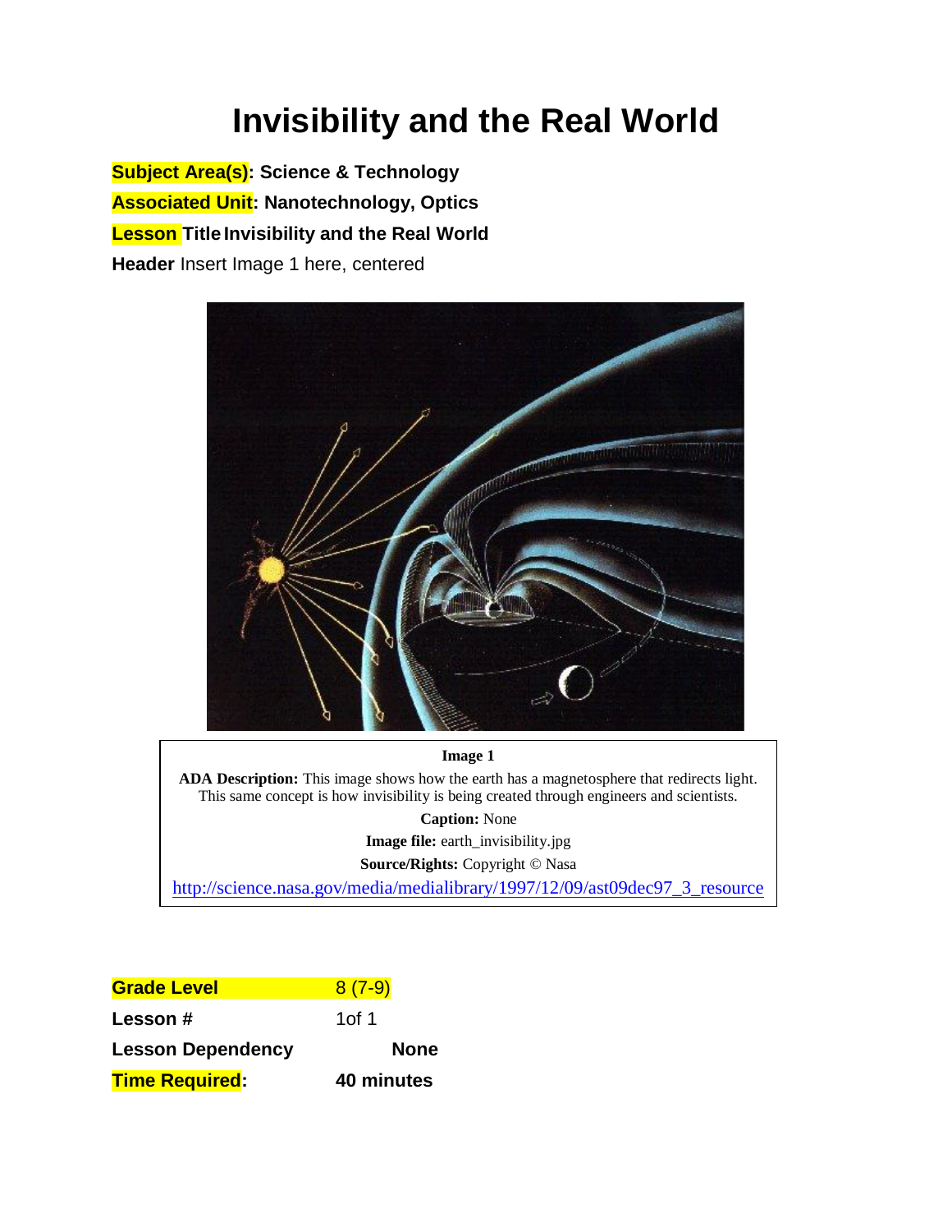# Invisibility and the Real World

**Subject Area(s): Science & Technology**

**Associated Unit: Nanotechnology, Optics**

**Lesson Title Invisibility and the Real World**

**Header** Insert Image 1 here, centered

**Image 1**

**ADA Description:** This image shows how the earth has a magnetosphere that redirects light. This same concept is how invisibility is being created through engineers and scientists.

**Caption:** None

**Image file:** earth_invisibility.jpg

**Source/Rights:** Copyright © Nasa

http://science.nasa.gov/media/medialibrary/1997/12/09/ast09dec97_3_resource

| | |
|---|---|
| **Grade Level** | 8 (7-9) |
| **Lesson #** | 1of 1 |
| **Lesson Dependency** | **None** |
| **Time Required:** | **40 minutes** |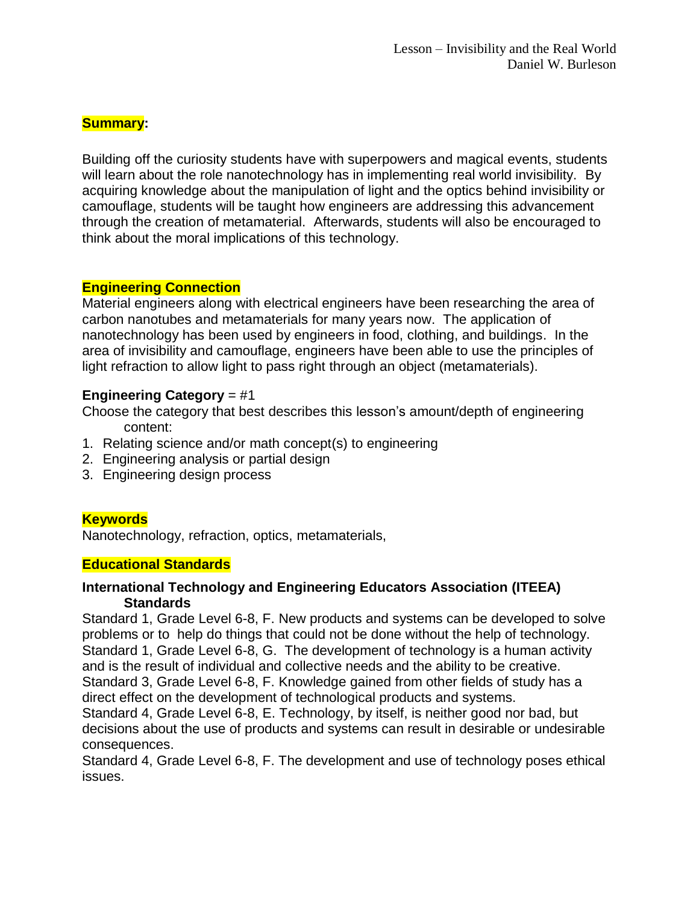## Summary:

Building off the curiosity students have with superpowers and magical events, students will learn about the role nanotechnology has in implementing real world invisibility. By acquiring knowledge about the manipulation of light and the optics behind invisibility or camouflage, students will be taught how engineers are addressing this advancement through the creation of metamaterial. Afterwards, students will also be encouraged to think about the moral implications of this technology.

## Engineering Connection

Material engineers along with electrical engineers have been researching the area of carbon nanotubes and metamaterials for many years now. The application of nanotechnology has been used by engineers in food, clothing, and buildings. In the area of invisibility and camouflage, engineers have been able to use the principles of light refraction to allow light to pass right through an object (metamaterials).

**Engineering Category** = #1

Choose the category that best describes this lesson's amount/depth of engineering content:

1. Relating science and/or math concept(s) to engineering
2. Engineering analysis or partial design
3. Engineering design process

## Keywords

Nanotechnology, refraction, optics, metamaterials,

## Educational Standards

**International Technology and Engineering Educators Association (ITEEA) Standards**

Standard 1, Grade Level 6-8, F. New products and systems can be developed to solve problems or to help do things that could not be done without the help of technology.
Standard 1, Grade Level 6-8, G. The development of technology is a human activity and is the result of individual and collective needs and the ability to be creative.
Standard 3, Grade Level 6-8, F. Knowledge gained from other fields of study has a direct effect on the development of technological products and systems.
Standard 4, Grade Level 6-8, E. Technology, by itself, is neither good nor bad, but decisions about the use of products and systems can result in desirable or undesirable consequences.
Standard 4, Grade Level 6-8, F. The development and use of technology poses ethical issues.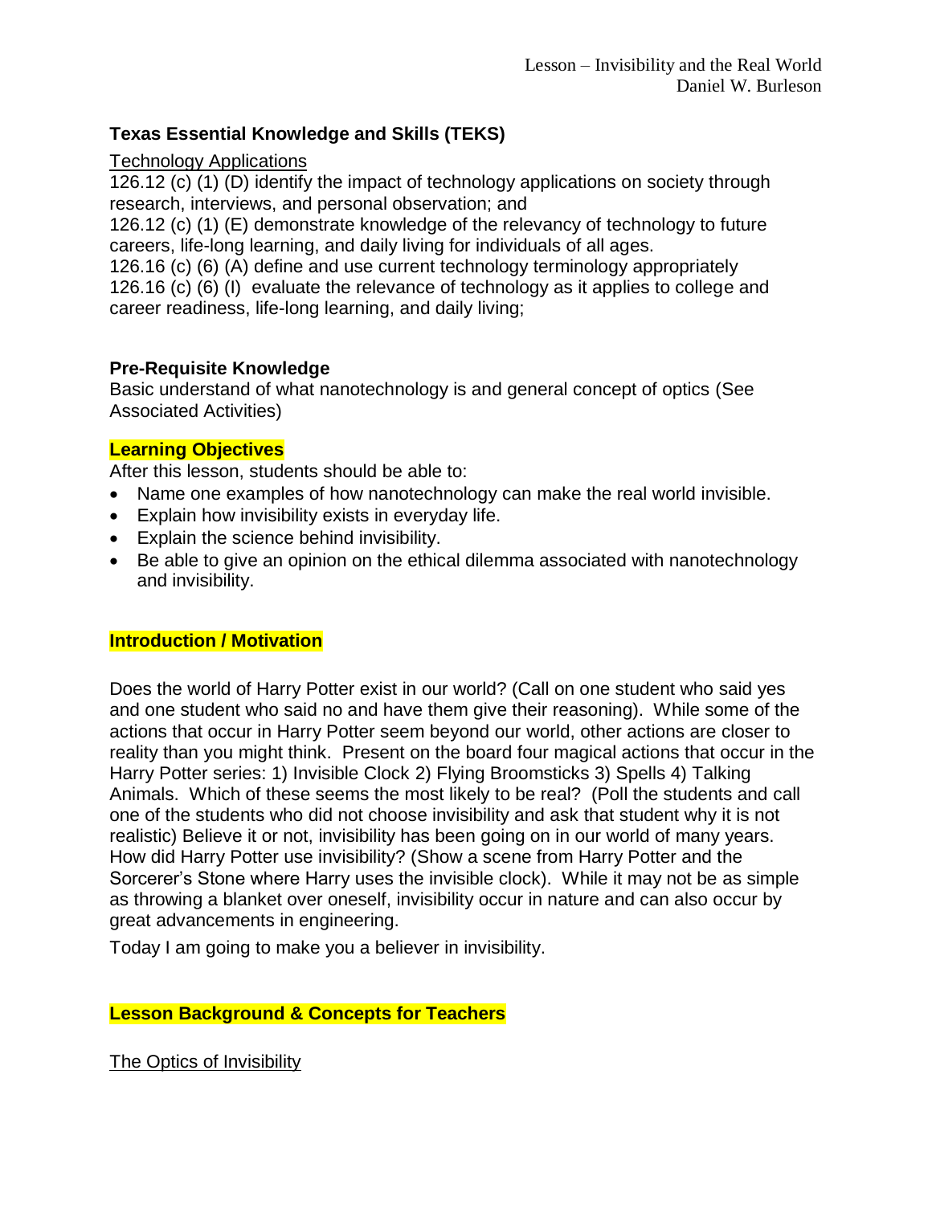### Texas Essential Knowledge and Skills (TEKS)

Technology Applications

126.12 (c) (1) (D) identify the impact of technology applications on society through research, interviews, and personal observation; and

126.12 (c) (1) (E) demonstrate knowledge of the relevancy of technology to future careers, life-long learning, and daily living for individuals of all ages.

126.16 (c) (6) (A) define and use current technology terminology appropriately

126.16 (c) (6) (I) evaluate the relevance of technology as it applies to college and career readiness, life-long learning, and daily living;

### Pre-Requisite Knowledge

Basic understand of what nanotechnology is and general concept of optics (See Associated Activities)

### Learning Objectives

After this lesson, students should be able to:

- Name one examples of how nanotechnology can make the real world invisible.
- Explain how invisibility exists in everyday life.
- Explain the science behind invisibility.
- Be able to give an opinion on the ethical dilemma associated with nanotechnology and invisibility.

### Introduction / Motivation

Does the world of Harry Potter exist in our world? (Call on one student who said yes and one student who said no and have them give their reasoning). While some of the actions that occur in Harry Potter seem beyond our world, other actions are closer to reality than you might think. Present on the board four magical actions that occur in the Harry Potter series: 1) Invisible Clock 2) Flying Broomsticks 3) Spells 4) Talking Animals. Which of these seems the most likely to be real? (Poll the students and call one of the students who did not choose invisibility and ask that student why it is not realistic) Believe it or not, invisibility has been going on in our world of many years. How did Harry Potter use invisibility? (Show a scene from Harry Potter and the Sorcerer's Stone where Harry uses the invisible clock). While it may not be as simple as throwing a blanket over oneself, invisibility occur in nature and can also occur by great advancements in engineering.

Today I am going to make you a believer in invisibility.

### Lesson Background & Concepts for Teachers

The Optics of Invisibility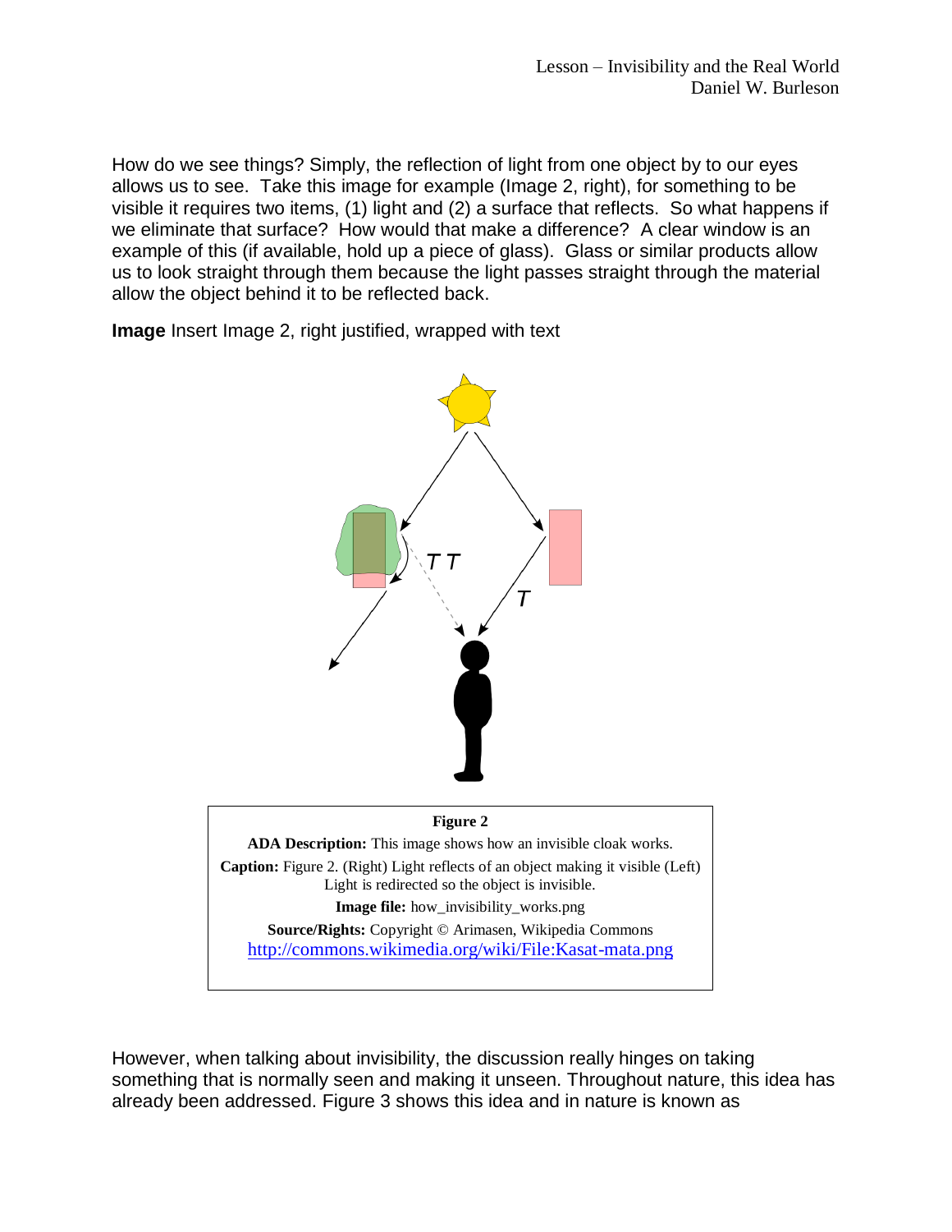How do we see things? Simply, the reflection of light from one object by to our eyes allows us to see. Take this image for example (Image 2, right), for something to be visible it requires two items, (1) light and (2) a surface that reflects. So what happens if we eliminate that surface? How would that make a difference? A clear window is an example of this (if available, hold up a piece of glass). Glass or similar products allow us to look straight through them because the light passes straight through the material allow the object behind it to be reflected back.

**Image** Insert Image 2, right justified, wrapped with text

| **Figure 2** |
| --- |
| **ADA Description:** This image shows how an invisible cloak works. |
| **Caption:** Figure 2. (Right) Light reflects of an object making it visible (Left) Light is redirected so the object is invisible. |
| **Image file:** how_invisibility_works.png |
| **Source/Rights:** Copyright © Arimasen, Wikipedia Commons http://commons.wikimedia.org/wiki/File:Kasat-mata.png |

However, when talking about invisibility, the discussion really hinges on taking something that is normally seen and making it unseen. Throughout nature, this idea has already been addressed. Figure 3 shows this idea and in nature is known as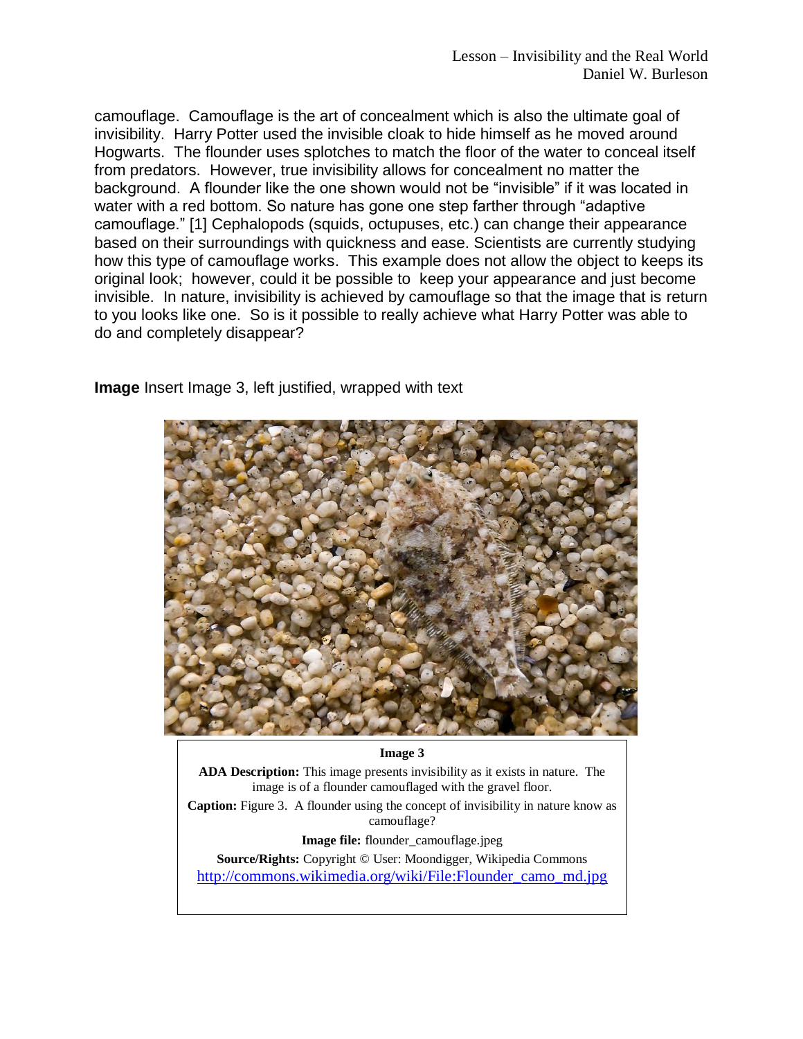camouflage. Camouflage is the art of concealment which is also the ultimate goal of invisibility. Harry Potter used the invisible cloak to hide himself as he moved around Hogwarts. The flounder uses splotches to match the floor of the water to conceal itself from predators. However, true invisibility allows for concealment no matter the background. A flounder like the one shown would not be "invisible" if it was located in water with a red bottom. So nature has gone one step farther through "adaptive camouflage." [1] Cephalopods (squids, octupuses, etc.) can change their appearance based on their surroundings with quickness and ease. Scientists are currently studying how this type of camouflage works. This example does not allow the object to keeps its original look; however, could it be possible to keep your appearance and just become invisible. In nature, invisibility is achieved by camouflage so that the image that is return to you looks like one. So is it possible to really achieve what Harry Potter was able to do and completely disappear?

**Image** Insert Image 3, left justified, wrapped with text

**Image 3**

**ADA Description:** This image presents invisibility as it exists in nature. The image is of a flounder camouflaged with the gravel floor.

**Caption:** Figure 3. A flounder using the concept of invisibility in nature know as camouflage?

**Image file:** flounder_camouflage.jpeg

**Source/Rights:** Copyright © User: Moondigger, Wikipedia Commons http://commons.wikimedia.org/wiki/File:Flounder_camo_md.jpg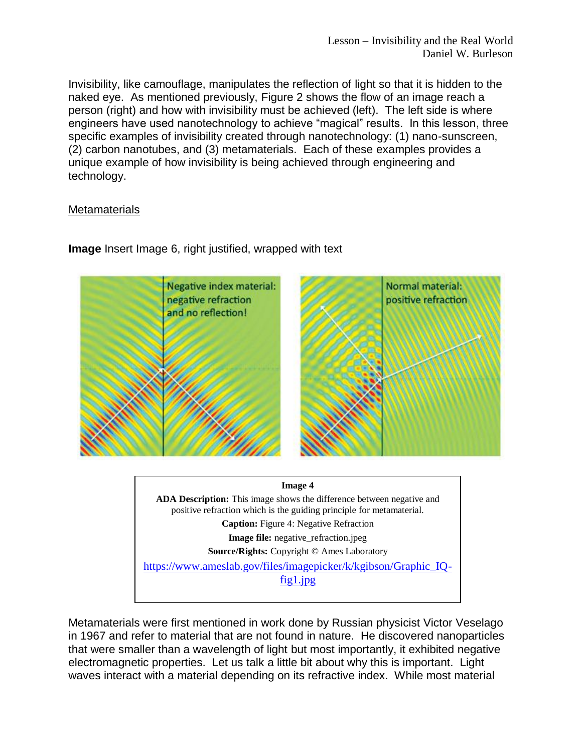Invisibility, like camouflage, manipulates the reflection of light so that it is hidden to the naked eye. As mentioned previously, Figure 2 shows the flow of an image reach a person (right) and how with invisibility must be achieved (left). The left side is where engineers have used nanotechnology to achieve “magical” results. In this lesson, three specific examples of invisibility created through nanotechnology: (1) nano-sunscreen, (2) carbon nanotubes, and (3) metamaterials. Each of these examples provides a unique example of how invisibility is being achieved through engineering and technology.

<u>Metamaterials</u>

**Image** Insert Image 6, right justified, wrapped with text

**Image 4**

**ADA Description:** This image shows the difference between negative and positive refraction which is the guiding principle for metamaterial.

**Caption:** Figure 4: Negative Refraction

**Image file:** negative_refraction.jpeg

**Source/Rights:** Copyright © Ames Laboratory

https://www.ameslab.gov/files/imagepicker/k/kgibson/Graphic_IQ-fig1.jpg

Metamaterials were first mentioned in work done by Russian physicist Victor Veselago in 1967 and refer to material that are not found in nature. He discovered nanoparticles that were smaller than a wavelength of light but most importantly, it exhibited negative electromagnetic properties. Let us talk a little bit about why this is important. Light waves interact with a material depending on its refractive index. While most material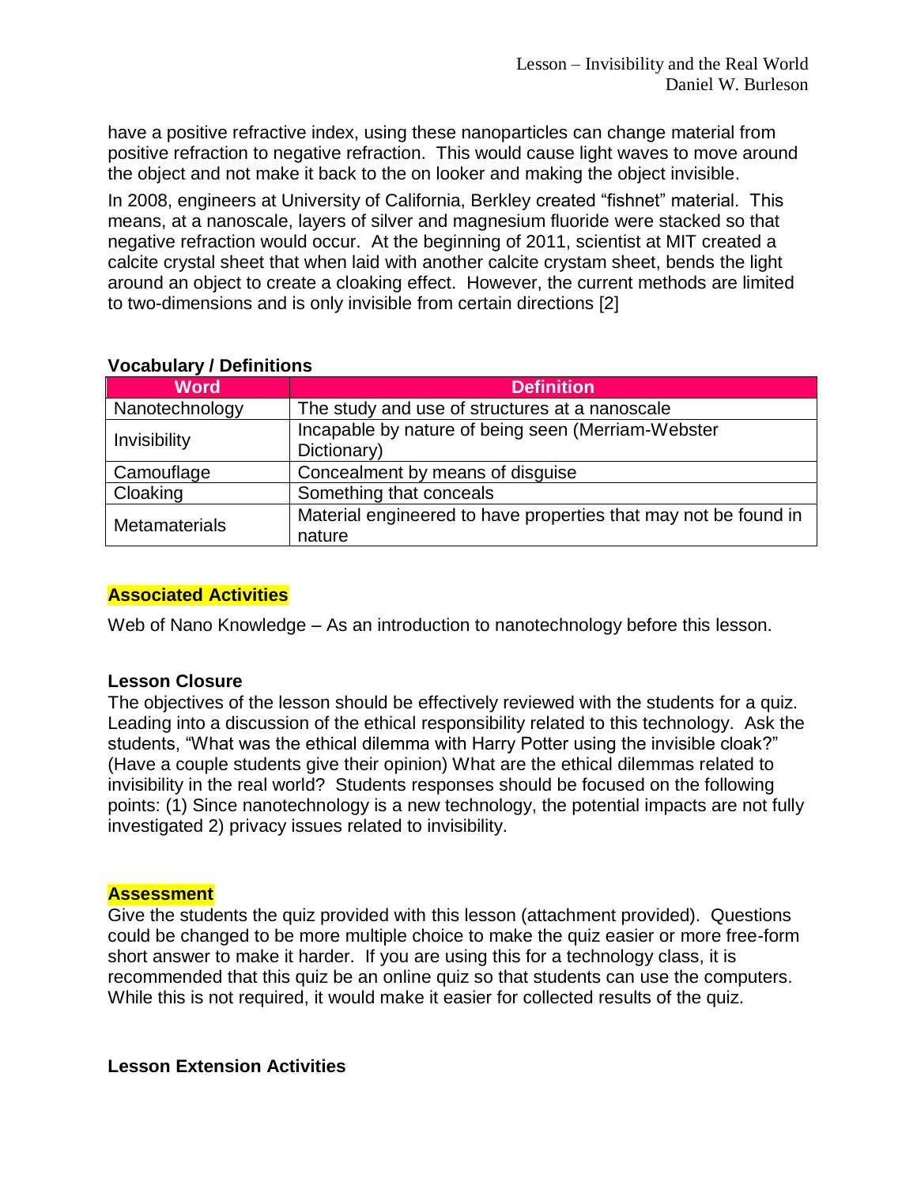have a positive refractive index, using these nanoparticles can change material from positive refraction to negative refraction. This would cause light waves to move around the object and not make it back to the on looker and making the object invisible.

In 2008, engineers at University of California, Berkley created "fishnet" material. This means, at a nanoscale, layers of silver and magnesium fluoride were stacked so that negative refraction would occur. At the beginning of 2011, scientist at MIT created a calcite crystal sheet that when laid with another calcite crystam sheet, bends the light around an object to create a cloaking effect. However, the current methods are limited to two-dimensions and is only invisible from certain directions [2]

**Vocabulary / Definitions**

| Word | Definition |
|---|---|
| Nanotechnology | The study and use of structures at a nanoscale |
| Invisibility | Incapable by nature of being seen (Merriam-Webster Dictionary) |
| Camouflage | Concealment by means of disguise |
| Cloaking | Something that conceals |
| Metamaterials | Material engineered to have properties that may not be found in nature |

## Associated Activities

Web of Nano Knowledge – As an introduction to nanotechnology before this lesson.

## Lesson Closure

The objectives of the lesson should be effectively reviewed with the students for a quiz. Leading into a discussion of the ethical responsibility related to this technology. Ask the students, "What was the ethical dilemma with Harry Potter using the invisible cloak?" (Have a couple students give their opinion) What are the ethical dilemmas related to invisibility in the real world? Students responses should be focused on the following points: (1) Since nanotechnology is a new technology, the potential impacts are not fully investigated 2) privacy issues related to invisibility.

## Assessment

Give the students the quiz provided with this lesson (attachment provided). Questions could be changed to be more multiple choice to make the quiz easier or more free-form short answer to make it harder. If you are using this for a technology class, it is recommended that this quiz be an online quiz so that students can use the computers. While this is not required, it would make it easier for collected results of the quiz.

## Lesson Extension Activities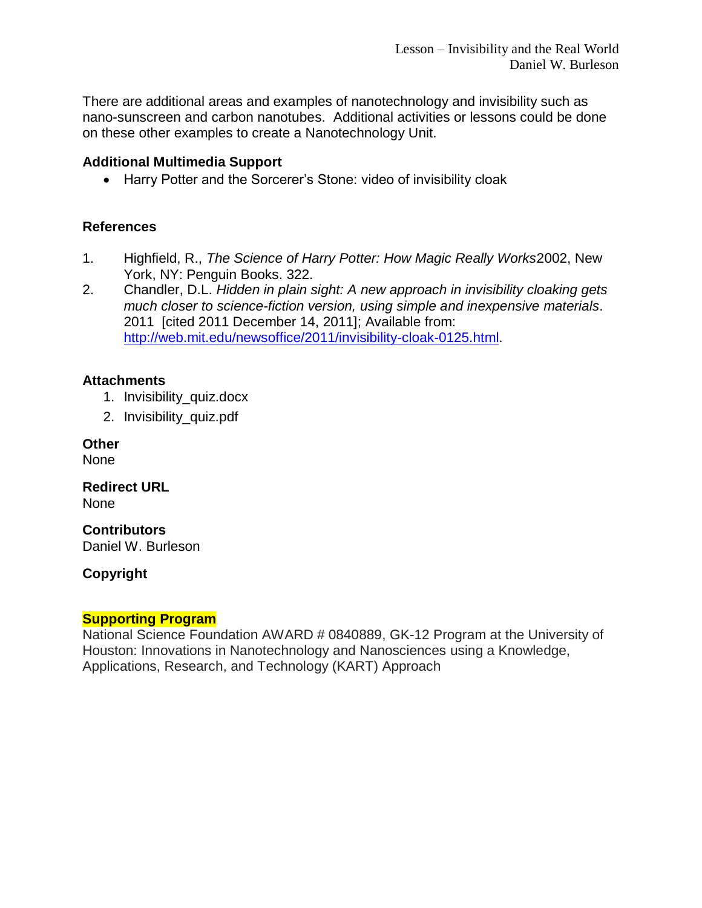There are additional areas and examples of nanotechnology and invisibility such as nano-sunscreen and carbon nanotubes. Additional activities or lessons could be done on these other examples to create a Nanotechnology Unit.

**Additional Multimedia Support**

- Harry Potter and the Sorcerer's Stone: video of invisibility cloak

**References**

1. Highfield, R., *The Science of Harry Potter: How Magic Really Works*2002, New York, NY: Penguin Books. 322.
2. Chandler, D.L. *Hidden in plain sight: A new approach in invisibility cloaking gets much closer to science-fiction version, using simple and inexpensive materials*. 2011 [cited 2011 December 14, 2011]; Available from: http://web.mit.edu/newsoffice/2011/invisibility-cloak-0125.html.

**Attachments**

1. Invisibility_quiz.docx
2. Invisibility_quiz.pdf

**Other**

None

**Redirect URL**

None

**Contributors**

Daniel W. Burleson

**Copyright**

**Supporting Program**

National Science Foundation AWARD # 0840889, GK-12 Program at the University of Houston: Innovations in Nanotechnology and Nanosciences using a Knowledge, Applications, Research, and Technology (KART) Approach